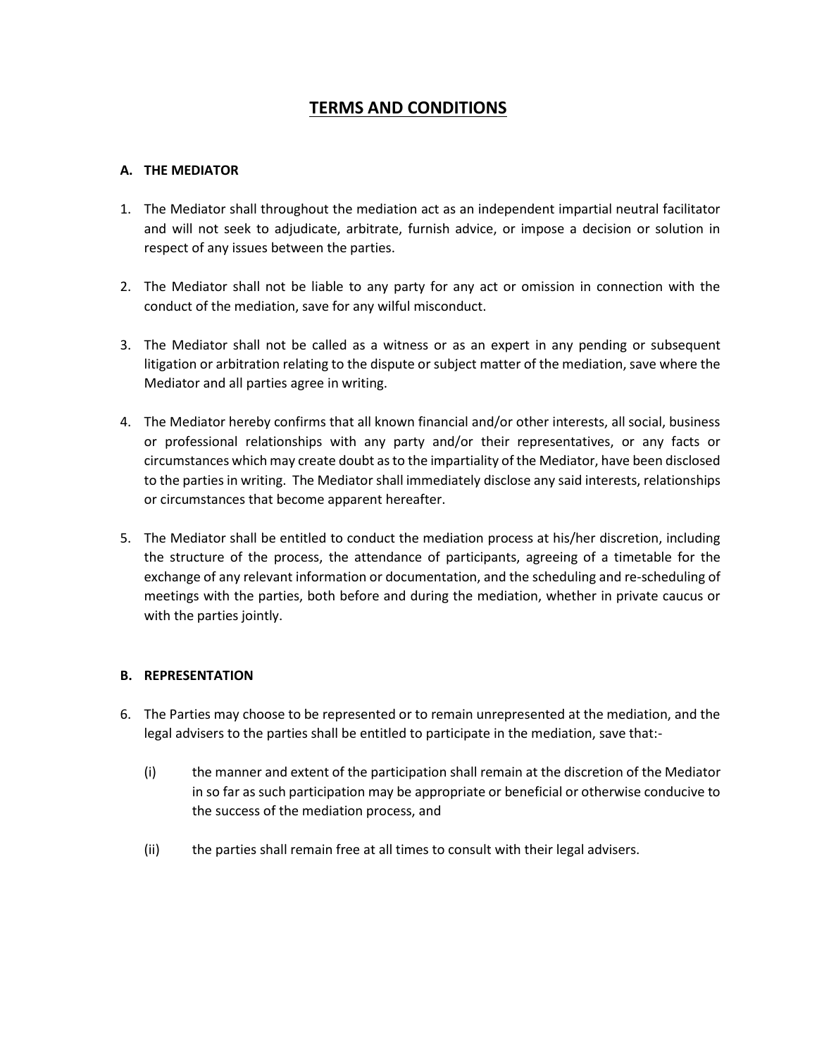# TERMS AND CONDITIONS

### A. THE MEDIATOR

1. The Mediator shall throughout the mediation act as an independent impartial neutral facilitator and will not seek to adjudicate, arbitrate, furnish advice, or impose a decision or solution in respect of any issues between the parties.

2. The Mediator shall not be liable to any party for any act or omission in connection with the conduct of the mediation, save for any wilful misconduct.

3. The Mediator shall not be called as a witness or as an expert in any pending or subsequent litigation or arbitration relating to the dispute or subject matter of the mediation, save where the Mediator and all parties agree in writing.

4. The Mediator hereby confirms that all known financial and/or other interests, all social, business or professional relationships with any party and/or their representatives, or any facts or circumstances which may create doubt as to the impartiality of the Mediator, have been disclosed to the parties in writing. The Mediator shall immediately disclose any said interests, relationships or circumstances that become apparent hereafter.

5. The Mediator shall be entitled to conduct the mediation process at his/her discretion, including the structure of the process, the attendance of participants, agreeing of a timetable for the exchange of any relevant information or documentation, and the scheduling and re-scheduling of meetings with the parties, both before and during the mediation, whether in private caucus or with the parties jointly.

### B. REPRESENTATION

6. The Parties may choose to be represented or to remain unrepresented at the mediation, and the legal advisers to the parties shall be entitled to participate in the mediation, save that:-

   (i) the manner and extent of the participation shall remain at the discretion of the Mediator in so far as such participation may be appropriate or beneficial or otherwise conducive to the success of the mediation process, and

   (ii) the parties shall remain free at all times to consult with their legal advisers.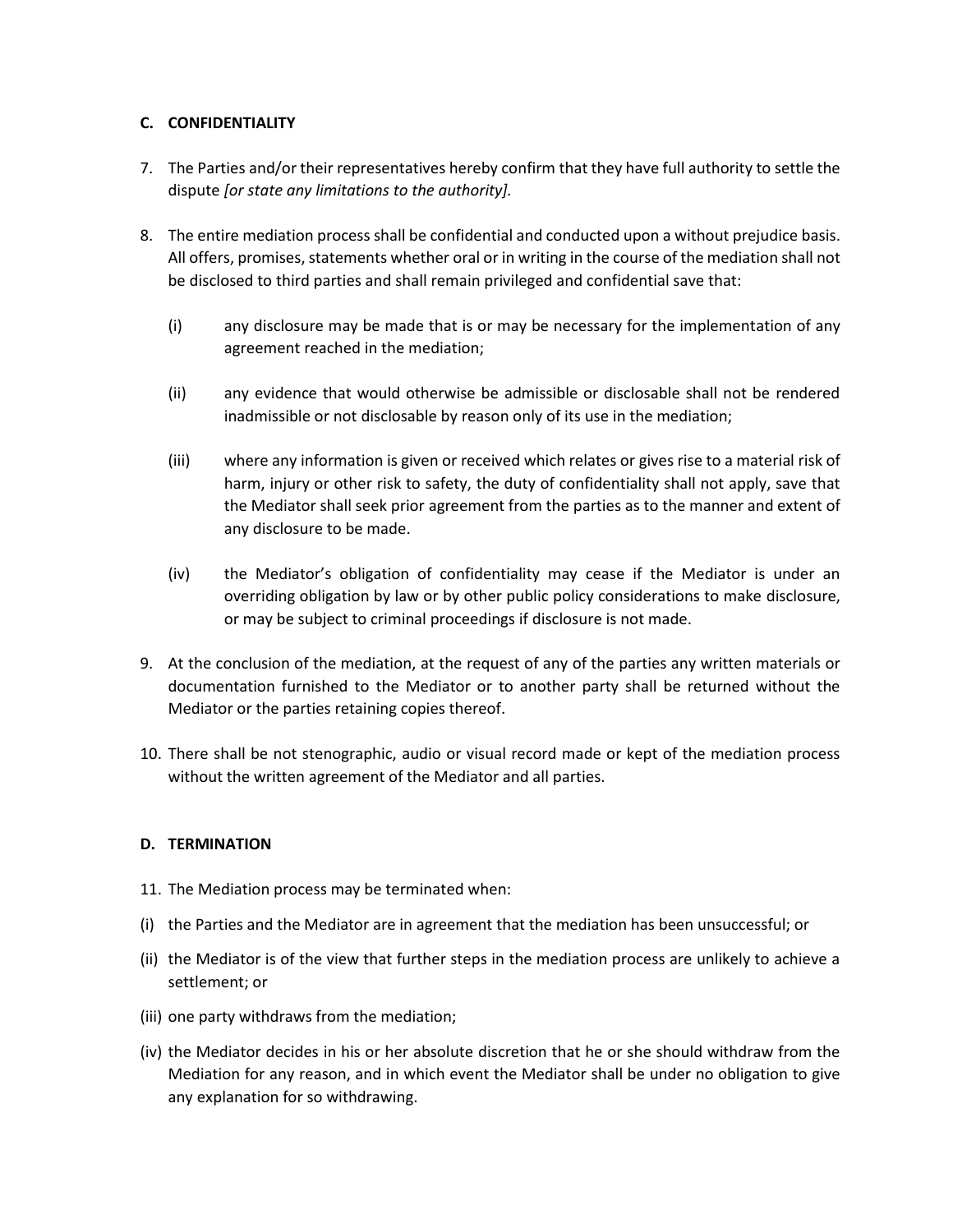## C. CONFIDENTIALITY

7. The Parties and/or their representatives hereby confirm that they have full authority to settle the dispute *[or state any limitations to the authority].*

8. The entire mediation process shall be confidential and conducted upon a without prejudice basis. All offers, promises, statements whether oral or in writing in the course of the mediation shall not be disclosed to third parties and shall remain privileged and confidential save that:

   (i) any disclosure may be made that is or may be necessary for the implementation of any agreement reached in the mediation;

   (ii) any evidence that would otherwise be admissible or disclosable shall not be rendered inadmissible or not disclosable by reason only of its use in the mediation;

   (iii) where any information is given or received which relates or gives rise to a material risk of harm, injury or other risk to safety, the duty of confidentiality shall not apply, save that the Mediator shall seek prior agreement from the parties as to the manner and extent of any disclosure to be made.

   (iv) the Mediator's obligation of confidentiality may cease if the Mediator is under an overriding obligation by law or by other public policy considerations to make disclosure, or may be subject to criminal proceedings if disclosure is not made.

9. At the conclusion of the mediation, at the request of any of the parties any written materials or documentation furnished to the Mediator or to another party shall be returned without the Mediator or the parties retaining copies thereof.

10. There shall be not stenographic, audio or visual record made or kept of the mediation process without the written agreement of the Mediator and all parties.

## D. TERMINATION

11. The Mediation process may be terminated when:

(i) the Parties and the Mediator are in agreement that the mediation has been unsuccessful; or

(ii) the Mediator is of the view that further steps in the mediation process are unlikely to achieve a settlement; or

(iii) one party withdraws from the mediation;

(iv) the Mediator decides in his or her absolute discretion that he or she should withdraw from the Mediation for any reason, and in which event the Mediator shall be under no obligation to give any explanation for so withdrawing.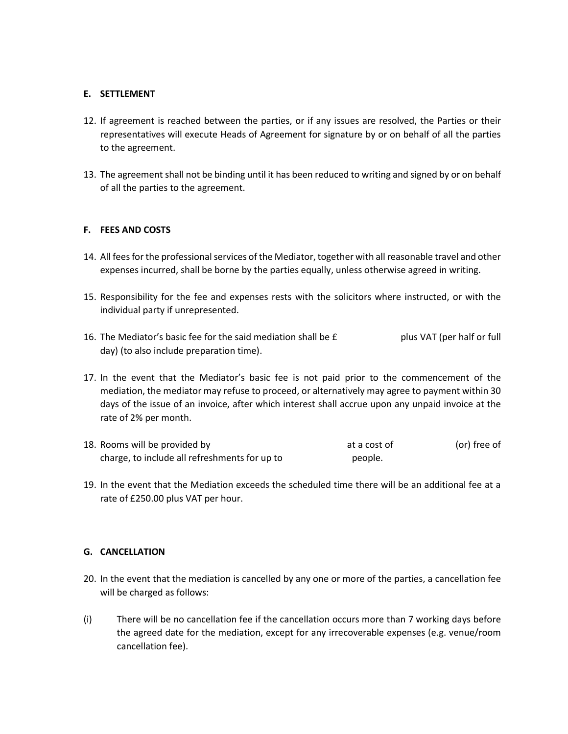### E. SETTLEMENT

12. If agreement is reached between the parties, or if any issues are resolved, the Parties or their representatives will execute Heads of Agreement for signature by or on behalf of all the parties to the agreement.

13. The agreement shall not be binding until it has been reduced to writing and signed by or on behalf of all the parties to the agreement.

### F. FEES AND COSTS

14. All fees for the professional services of the Mediator, together with all reasonable travel and other expenses incurred, shall be borne by the parties equally, unless otherwise agreed in writing.

15. Responsibility for the fee and expenses rests with the solicitors where instructed, or with the individual party if unrepresented.

16. The Mediator's basic fee for the said mediation shall be £                    plus VAT (per half or full day) (to also include preparation time).

17. In the event that the Mediator's basic fee is not paid prior to the commencement of the mediation, the mediator may refuse to proceed, or alternatively may agree to payment within 30 days of the issue of an invoice, after which interest shall accrue upon any unpaid invoice at the rate of 2% per month.

18. Rooms will be provided by                                        at a cost of                    (or) free of charge, to include all refreshments for up to                    people.

19. In the event that the Mediation exceeds the scheduled time there will be an additional fee at a rate of £250.00 plus VAT per hour.

### G. CANCELLATION

20. In the event that the mediation is cancelled by any one or more of the parties, a cancellation fee will be charged as follows:

(i) There will be no cancellation fee if the cancellation occurs more than 7 working days before the agreed date for the mediation, except for any irrecoverable expenses (e.g. venue/room cancellation fee).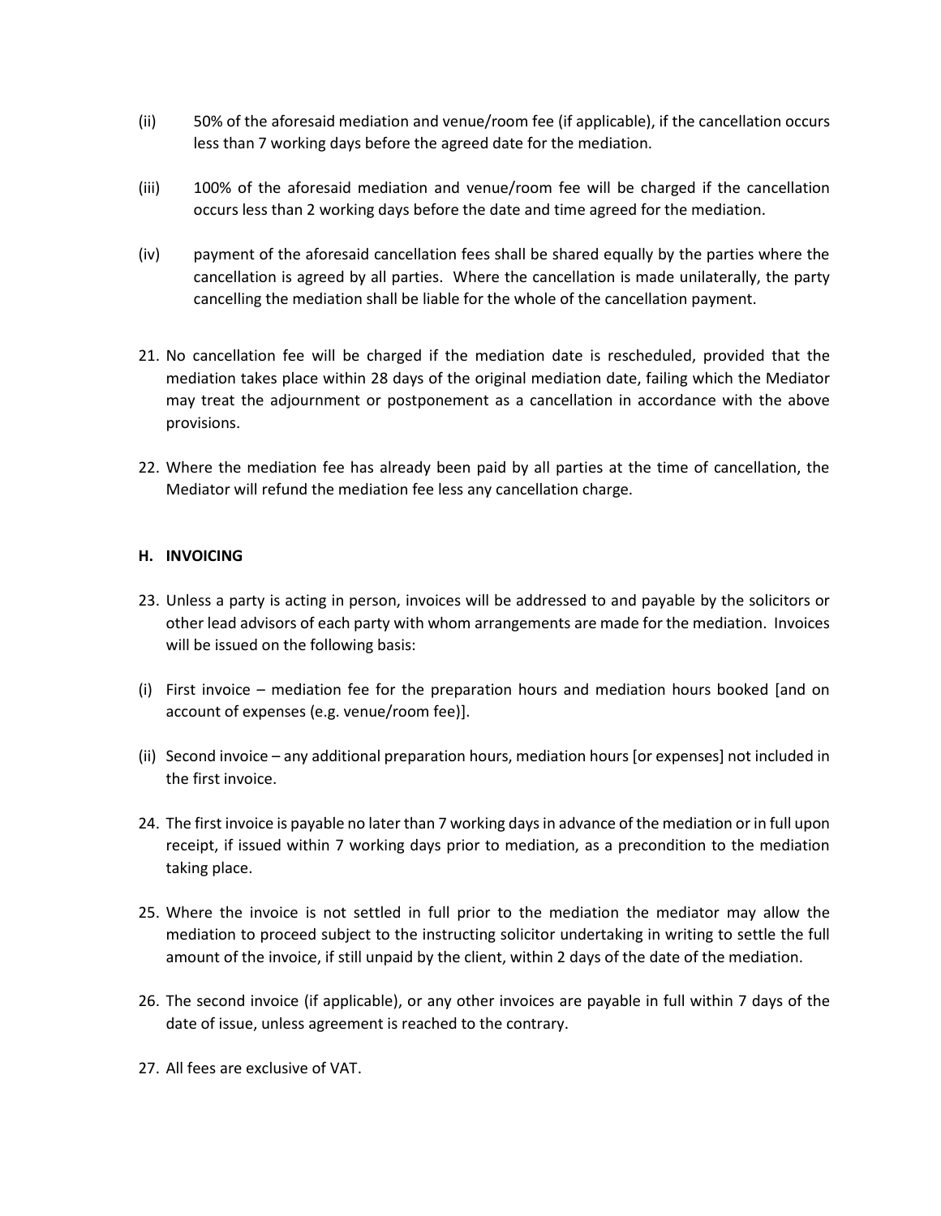(ii) 50% of the aforesaid mediation and venue/room fee (if applicable), if the cancellation occurs less than 7 working days before the agreed date for the mediation.

(iii) 100% of the aforesaid mediation and venue/room fee will be charged if the cancellation occurs less than 2 working days before the date and time agreed for the mediation.

(iv) payment of the aforesaid cancellation fees shall be shared equally by the parties where the cancellation is agreed by all parties. Where the cancellation is made unilaterally, the party cancelling the mediation shall be liable for the whole of the cancellation payment.

21. No cancellation fee will be charged if the mediation date is rescheduled, provided that the mediation takes place within 28 days of the original mediation date, failing which the Mediator may treat the adjournment or postponement as a cancellation in accordance with the above provisions.

22. Where the mediation fee has already been paid by all parties at the time of cancellation, the Mediator will refund the mediation fee less any cancellation charge.

## H. INVOICING

23. Unless a party is acting in person, invoices will be addressed to and payable by the solicitors or other lead advisors of each party with whom arrangements are made for the mediation. Invoices will be issued on the following basis:

(i) First invoice – mediation fee for the preparation hours and mediation hours booked [and on account of expenses (e.g. venue/room fee)].

(ii) Second invoice – any additional preparation hours, mediation hours [or expenses] not included in the first invoice.

24. The first invoice is payable no later than 7 working days in advance of the mediation or in full upon receipt, if issued within 7 working days prior to mediation, as a precondition to the mediation taking place.

25. Where the invoice is not settled in full prior to the mediation the mediator may allow the mediation to proceed subject to the instructing solicitor undertaking in writing to settle the full amount of the invoice, if still unpaid by the client, within 2 days of the date of the mediation.

26. The second invoice (if applicable), or any other invoices are payable in full within 7 days of the date of issue, unless agreement is reached to the contrary.

27. All fees are exclusive of VAT.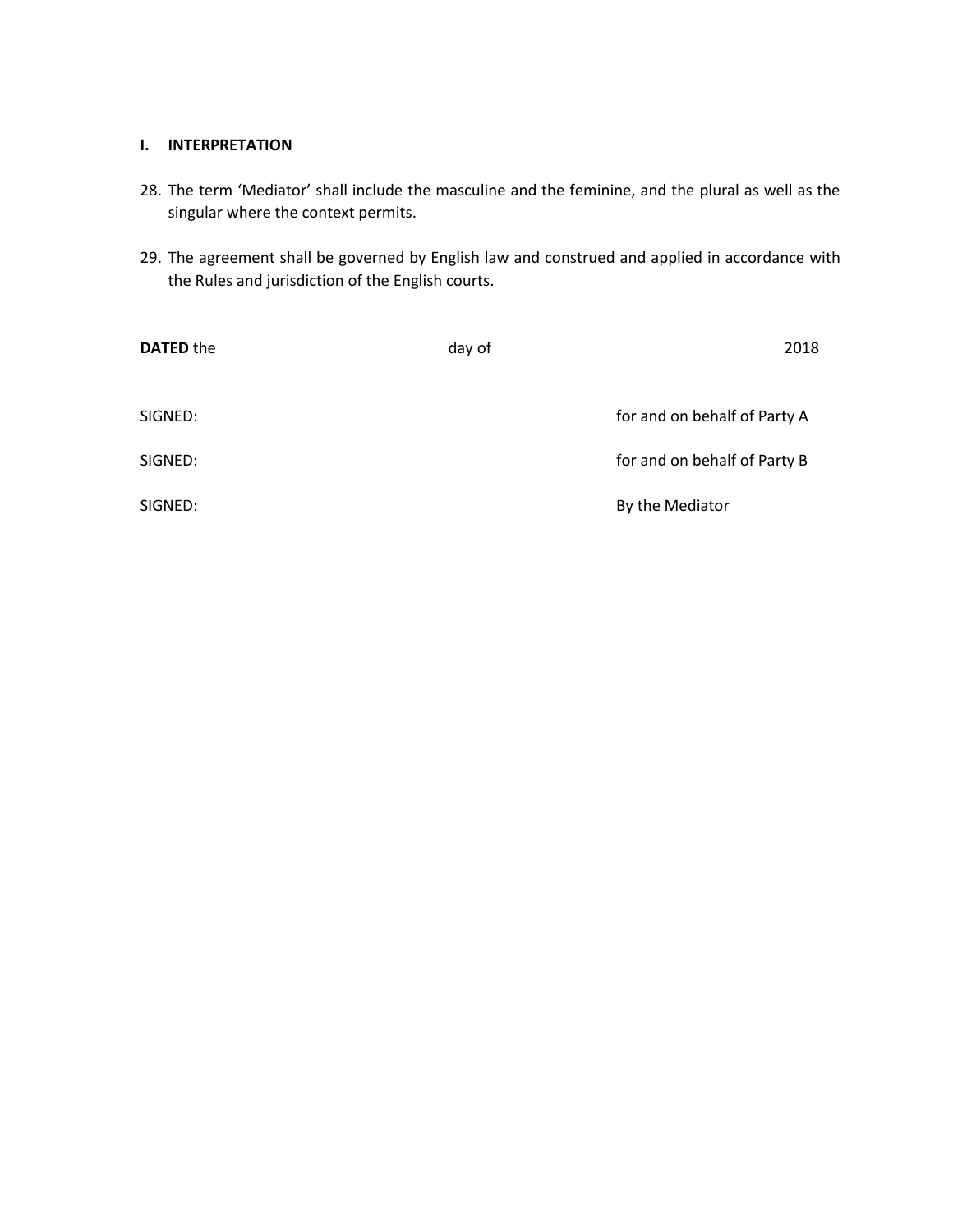## I. INTERPRETATION

28. The term ‘Mediator’ shall include the masculine and the feminine, and the plural as well as the singular where the context permits.

29. The agreement shall be governed by English law and construed and applied in accordance with the Rules and jurisdiction of the English courts.

**DATED** the day of 2018

SIGNED: for and on behalf of Party A

SIGNED: for and on behalf of Party B

SIGNED: By the Mediator